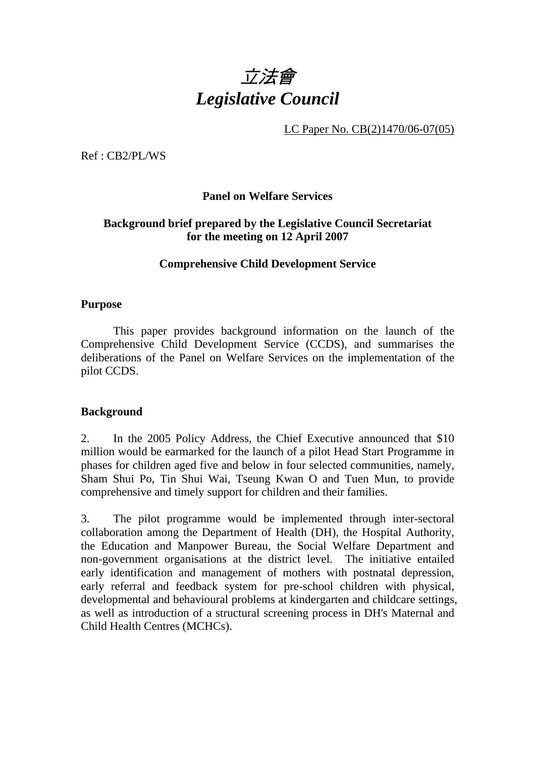# *立法會*
# *Legislative Council*

LC Paper No. CB(2)1470/06-07(05)

Ref : CB2/PL/WS

**Panel on Welfare Services**

**Background brief prepared by the Legislative Council Secretariat for the meeting on 12 April 2007**

**Comprehensive Child Development Service**

## Purpose

This paper provides background information on the launch of the Comprehensive Child Development Service (CCDS), and summarises the deliberations of the Panel on Welfare Services on the implementation of the pilot CCDS.

## Background

2. In the 2005 Policy Address, the Chief Executive announced that $10 million would be earmarked for the launch of a pilot Head Start Programme in phases for children aged five and below in four selected communities, namely, Sham Shui Po, Tin Shui Wai, Tseung Kwan O and Tuen Mun, to provide comprehensive and timely support for children and their families.

3. The pilot programme would be implemented through inter-sectoral collaboration among the Department of Health (DH), the Hospital Authority, the Education and Manpower Bureau, the Social Welfare Department and non-government organisations at the district level. The initiative entailed early identification and management of mothers with postnatal depression, early referral and feedback system for pre-school children with physical, developmental and behavioural problems at kindergarten and childcare settings, as well as introduction of a structural screening process in DH's Maternal and Child Health Centres (MCHCs).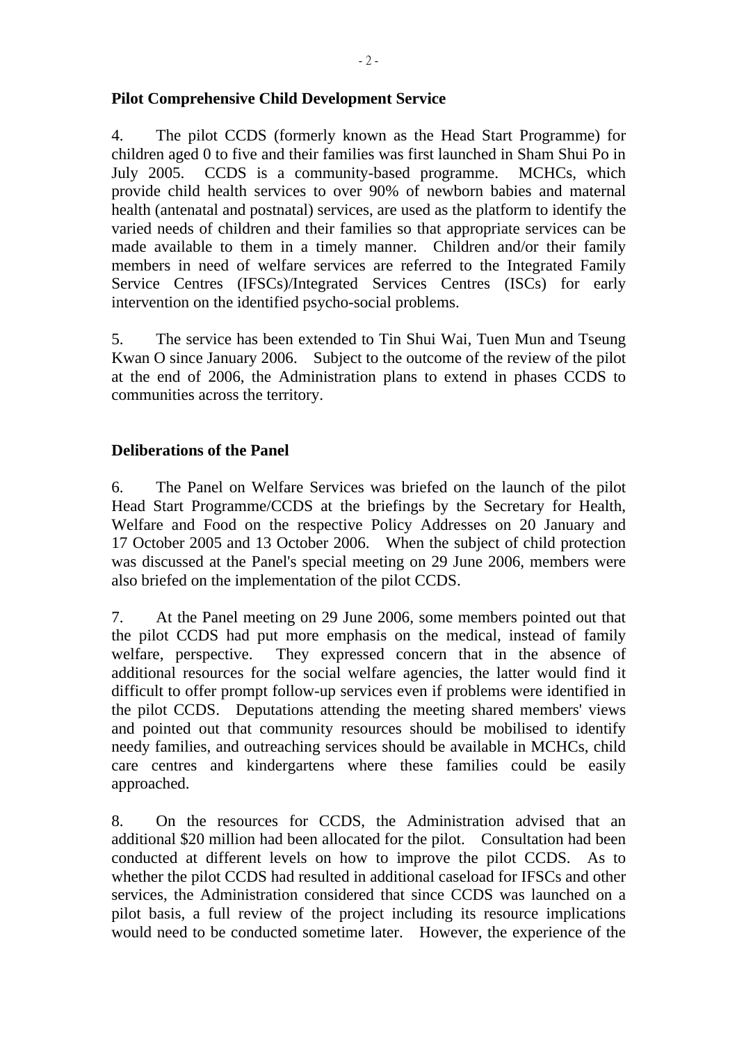**Pilot Comprehensive Child Development Service**

4. The pilot CCDS (formerly known as the Head Start Programme) for children aged 0 to five and their families was first launched in Sham Shui Po in July 2005. CCDS is a community-based programme. MCHCs, which provide child health services to over 90% of newborn babies and maternal health (antenatal and postnatal) services, are used as the platform to identify the varied needs of children and their families so that appropriate services can be made available to them in a timely manner. Children and/or their family members in need of welfare services are referred to the Integrated Family Service Centres (IFSCs)/Integrated Services Centres (ISCs) for early intervention on the identified psycho-social problems.

5. The service has been extended to Tin Shui Wai, Tuen Mun and Tseung Kwan O since January 2006. Subject to the outcome of the review of the pilot at the end of 2006, the Administration plans to extend in phases CCDS to communities across the territory.

**Deliberations of the Panel**

6. The Panel on Welfare Services was briefed on the launch of the pilot Head Start Programme/CCDS at the briefings by the Secretary for Health, Welfare and Food on the respective Policy Addresses on 20 January and 17 October 2005 and 13 October 2006. When the subject of child protection was discussed at the Panel's special meeting on 29 June 2006, members were also briefed on the implementation of the pilot CCDS.

7. At the Panel meeting on 29 June 2006, some members pointed out that the pilot CCDS had put more emphasis on the medical, instead of family welfare, perspective. They expressed concern that in the absence of additional resources for the social welfare agencies, the latter would find it difficult to offer prompt follow-up services even if problems were identified in the pilot CCDS. Deputations attending the meeting shared members' views and pointed out that community resources should be mobilised to identify needy families, and outreaching services should be available in MCHCs, child care centres and kindergartens where these families could be easily approached.

8. On the resources for CCDS, the Administration advised that an additional $20 million had been allocated for the pilot. Consultation had been conducted at different levels on how to improve the pilot CCDS. As to whether the pilot CCDS had resulted in additional caseload for IFSCs and other services, the Administration considered that since CCDS was launched on a pilot basis, a full review of the project including its resource implications would need to be conducted sometime later. However, the experience of the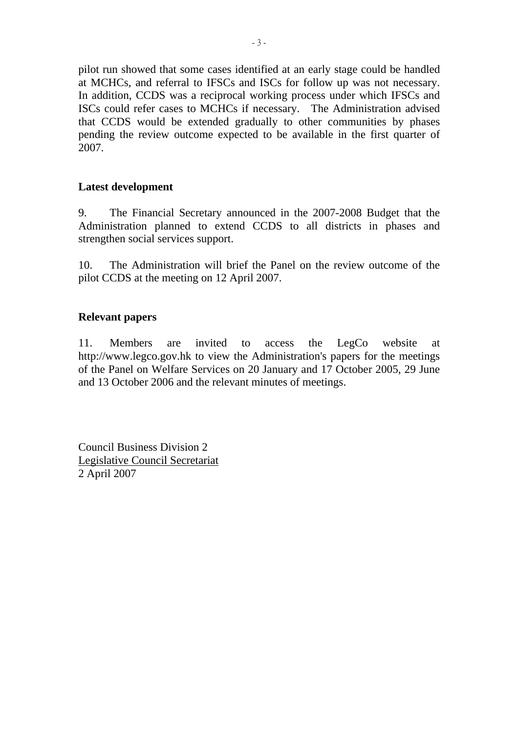pilot run showed that some cases identified at an early stage could be handled at MCHCs, and referral to IFSCs and ISCs for follow up was not necessary. In addition, CCDS was a reciprocal working process under which IFSCs and ISCs could refer cases to MCHCs if necessary. The Administration advised that CCDS would be extended gradually to other communities by phases pending the review outcome expected to be available in the first quarter of 2007.

## Latest development

9. The Financial Secretary announced in the 2007-2008 Budget that the Administration planned to extend CCDS to all districts in phases and strengthen social services support.

10. The Administration will brief the Panel on the review outcome of the pilot CCDS at the meeting on 12 April 2007.

## Relevant papers

11. Members are invited to access the LegCo website at http://www.legco.gov.hk to view the Administration's papers for the meetings of the Panel on Welfare Services on 20 January and 17 October 2005, 29 June and 13 October 2006 and the relevant minutes of meetings.

Council Business Division 2
Legislative Council Secretariat
2 April 2007